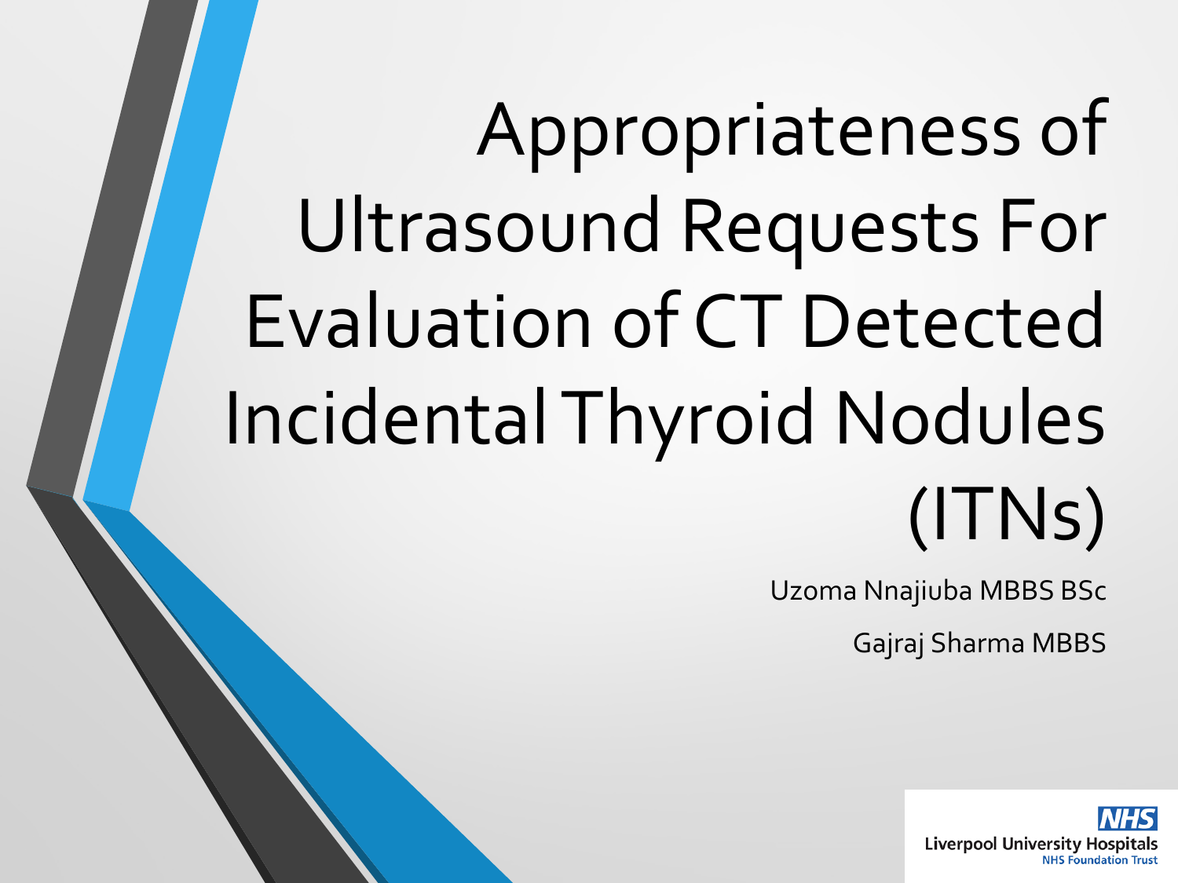# Appropriateness of Ultrasound Requests For Evaluation of CT Detected Incidental Thyroid Nodules (ITNs)

Uzoma Nnajiuba MBBS BSc

Gajraj Sharma MBBS

NHS
Liverpool University Hospitals
NHS Foundation Trust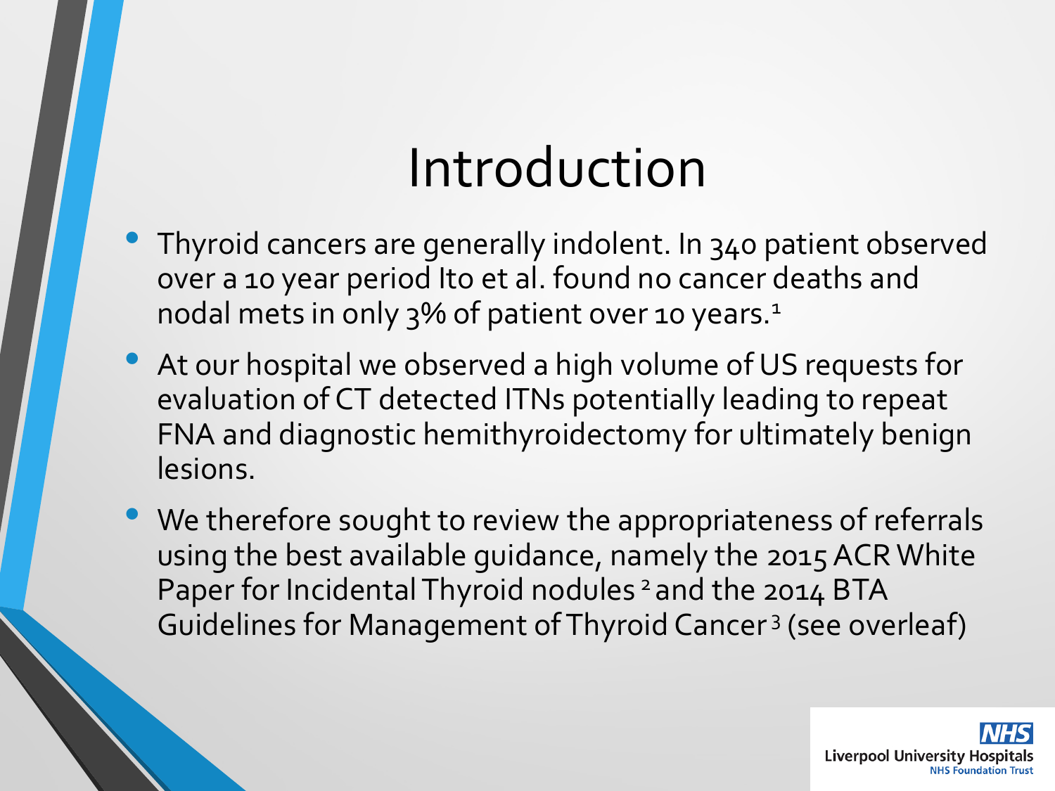# Introduction

- Thyroid cancers are generally indolent. In 340 patient observed over a 10 year period Ito et al. found no cancer deaths and nodal mets in only 3% of patient over 10 years.[1]
- At our hospital we observed a high volume of US requests for evaluation of CT detected ITNs potentially leading to repeat FNA and diagnostic hemithyroidectomy for ultimately benign lesions.
- We therefore sought to review the appropriateness of referrals using the best available guidance, namely the 2015 ACR White Paper for Incidental Thyroid nodules [2] and the 2014 BTA Guidelines for Management of Thyroid Cancer [3] (see overleaf)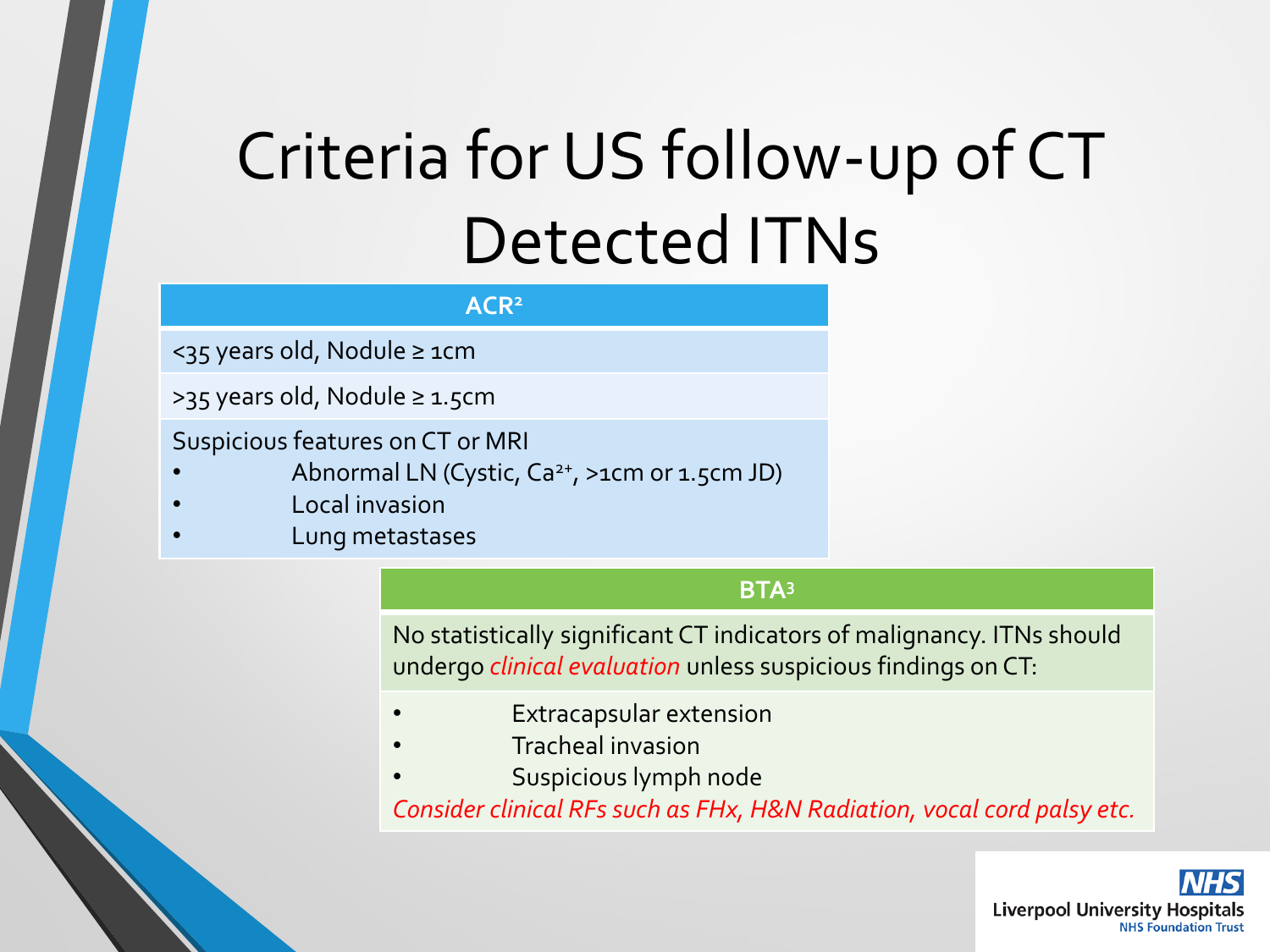# Criteria for US follow-up of CT Detected ITNs

| ACR[2] |
|---|
| <35 years old, Nodule ≥ 1cm |
| >35 years old, Nodule ≥ 1.5cm |
| Suspicious features on CT or MRI<br>• Abnormal LN (Cystic, $Ca^{2+}$, >1cm or 1.5cm JD)<br>• Local invasion<br>• Lung metastases |

| BTA[3] |
|---|
| No statistically significant CT indicators of malignancy. ITNs should undergo *clinical evaluation* unless suspicious findings on CT: |
| • Extracapsular extension<br>• Tracheal invasion<br>• Suspicious lymph node<br>*Consider clinical RFs such as FHx, H&N Radiation, vocal cord palsy etc.* |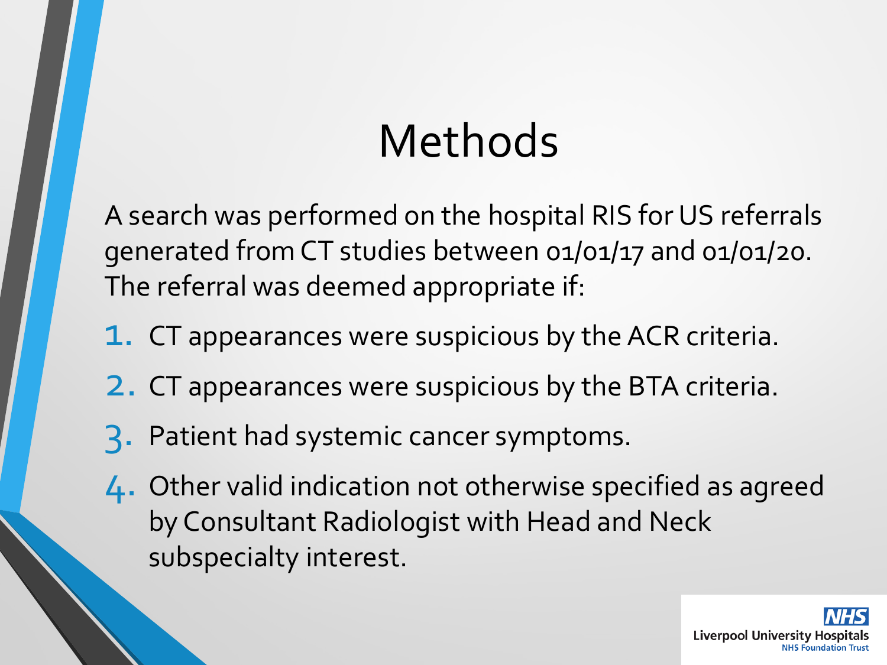# Methods

A search was performed on the hospital RIS for US referrals generated from CT studies between 01/01/17 and 01/01/20. The referral was deemed appropriate if:

1. CT appearances were suspicious by the ACR criteria.
2. CT appearances were suspicious by the BTA criteria.
3. Patient had systemic cancer symptoms.
4. Other valid indication not otherwise specified as agreed by Consultant Radiologist with Head and Neck subspecialty interest.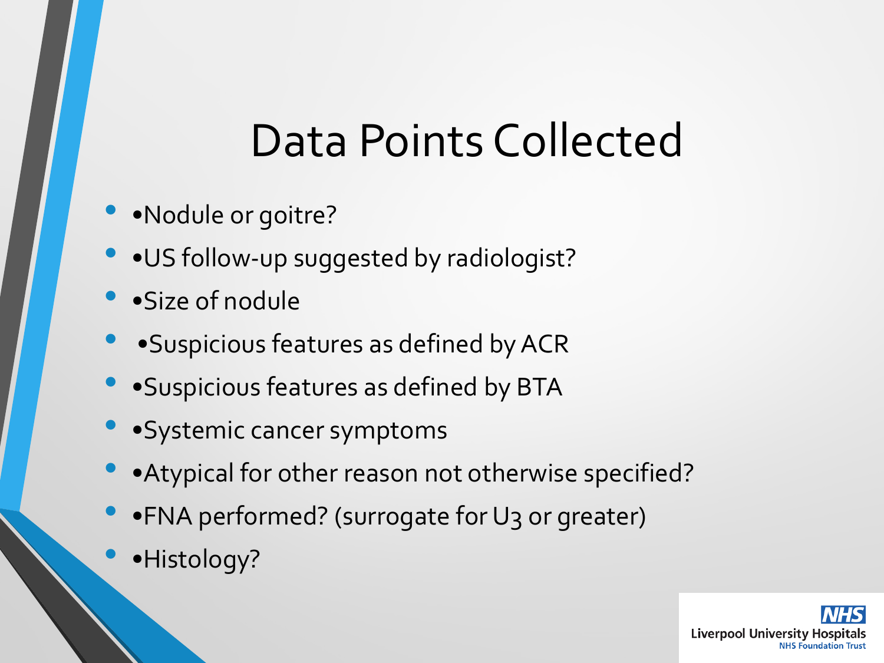# Data Points Collected

- •Nodule or goitre?
- •US follow-up suggested by radiologist?
- •Size of nodule
- •Suspicious features as defined by ACR
- •Suspicious features as defined by BTA
- •Systemic cancer symptoms
- •Atypical for other reason not otherwise specified?
- •FNA performed? (surrogate for U3 or greater)
- •Histology?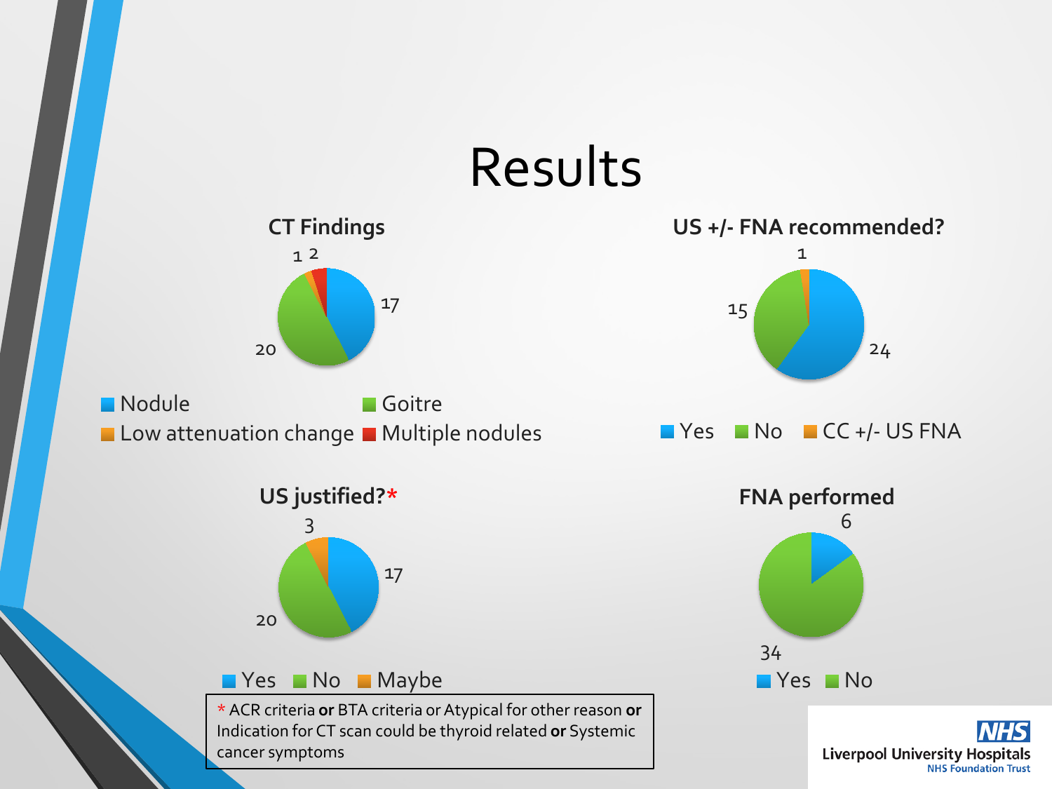# Results

### CT Findings

| Category | Count |
| --- | --- |
| Nodule | 17 |
| Goitre | 20 |
| Low attenuation change | 1 |
| Multiple nodules | 2 |

### US +/- FNA recommended?

| Category | Count |
| --- | --- |
| Yes | 24 |
| No | 15 |
| CC +/- US FNA | 1 |

### US justified?*

| Category | Count |
| --- | --- |
| Yes | 17 |
| No | 20 |
| Maybe | 3 |

### FNA performed

| Category | Count |
| --- | --- |
| Yes | 6 |
| No | 34 |

* ACR criteria **or** BTA criteria or Atypical for other reason **or** Indication for CT scan could be thyroid related **or** Systemic cancer symptoms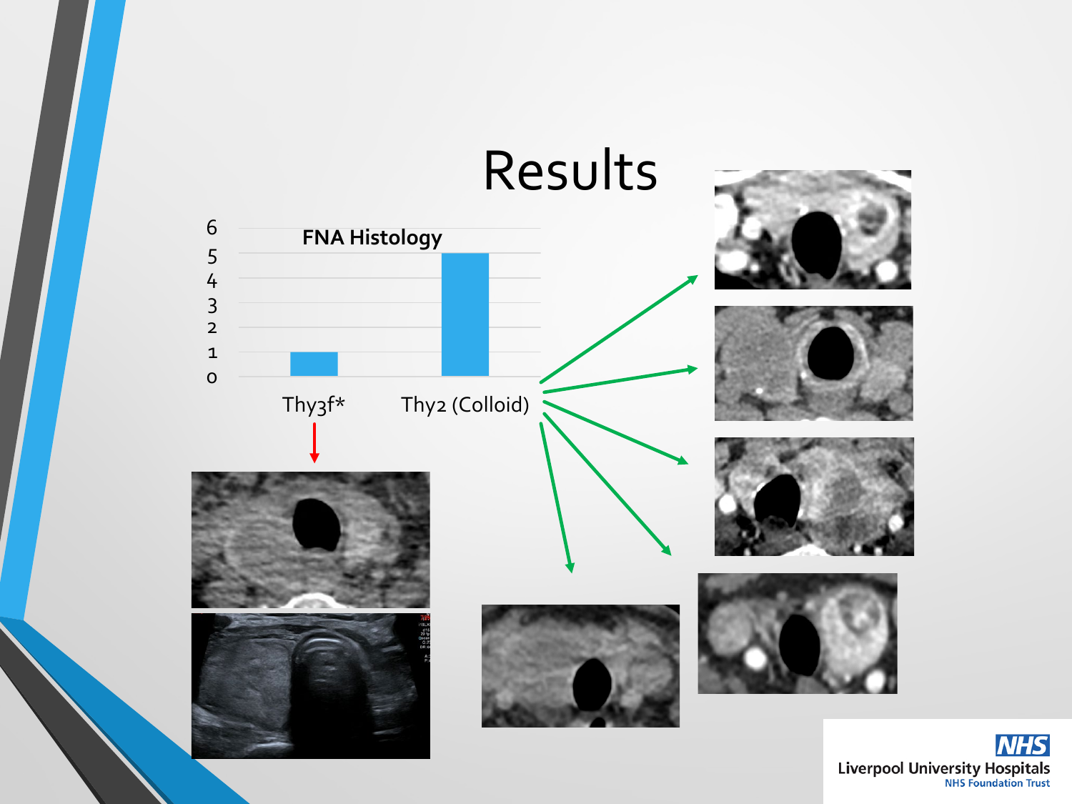# Results

**FNA Histology**

| | Thy3f* | Thy2 (Colloid) |
|---|---|---|
| Count | 1 | 5 |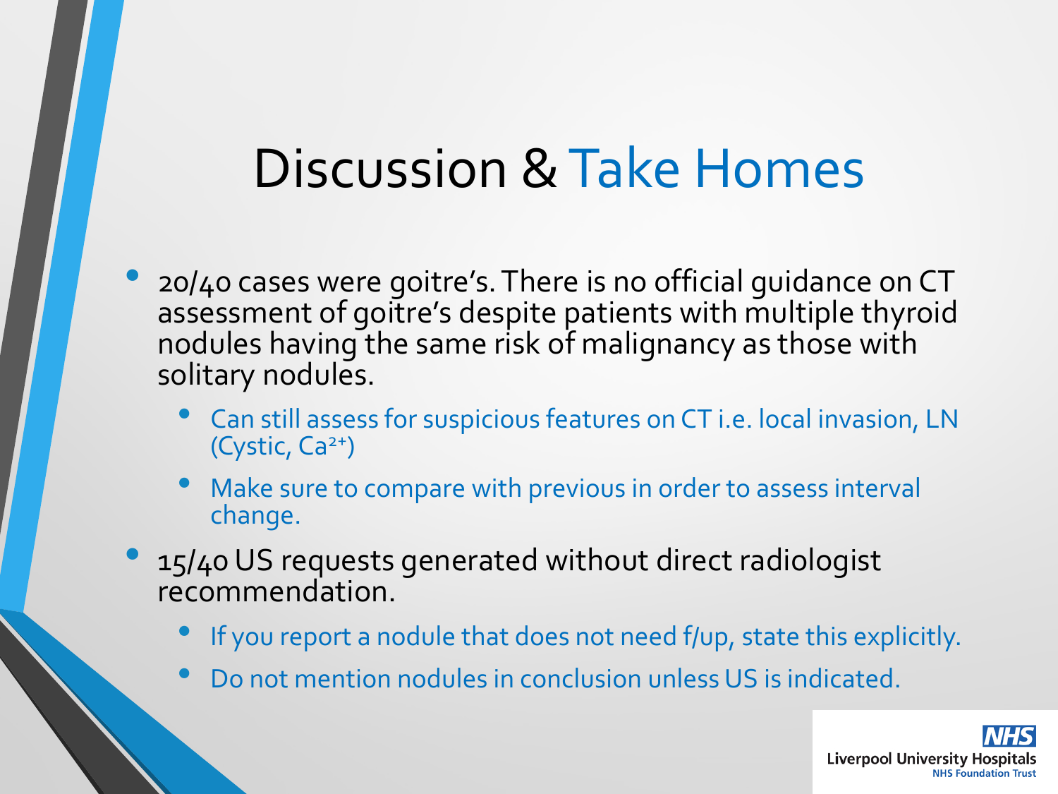# Discussion & Take Homes

- 20/40 cases were goitre's. There is no official guidance on CT assessment of goitre's despite patients with multiple thyroid nodules having the same risk of malignancy as those with solitary nodules.
  - Can still assess for suspicious features on CT i.e. local invasion, LN (Cystic, $Ca^{2+}$)
  - Make sure to compare with previous in order to assess interval change.
- 15/40 US requests generated without direct radiologist recommendation.
  - If you report a nodule that does not need f/up, state this explicitly.
  - Do not mention nodules in conclusion unless US is indicated.

NHS Liverpool University Hospitals NHS Foundation Trust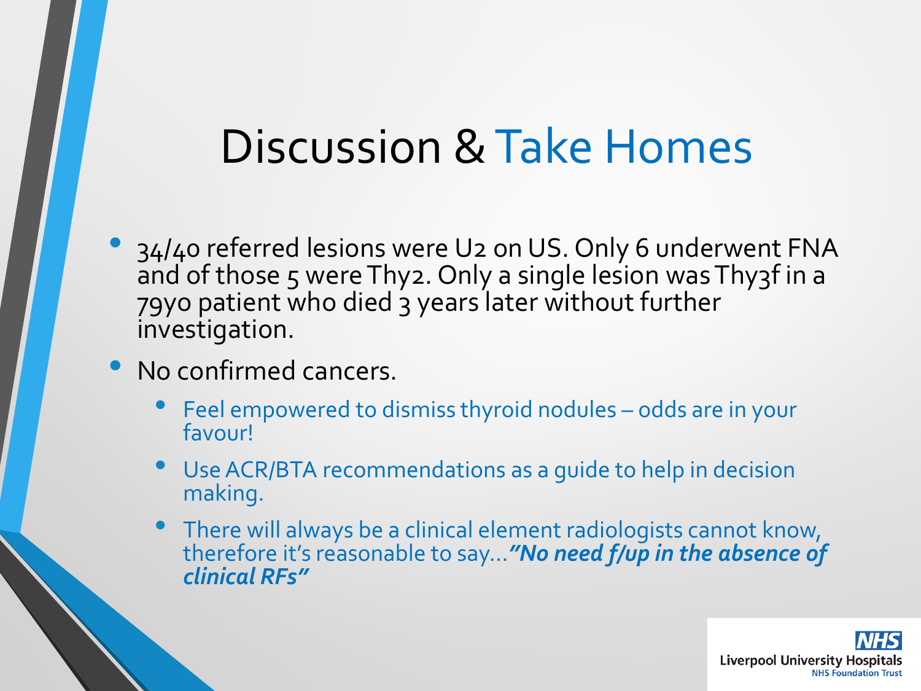# Discussion & Take Homes

- 34/40 referred lesions were U2 on US. Only 6 underwent FNA and of those 5 were Thy2. Only a single lesion was Thy3f in a 79yo patient who died 3 years later without further investigation.
- No confirmed cancers.
  - Feel empowered to dismiss thyroid nodules – odds are in your favour!
  - Use ACR/BTA recommendations as a guide to help in decision making.
  - There will always be a clinical element radiologists cannot know, therefore it's reasonable to say…***"No need f/up in the absence of clinical RFs"***

NHS
Liverpool University Hospitals
NHS Foundation Trust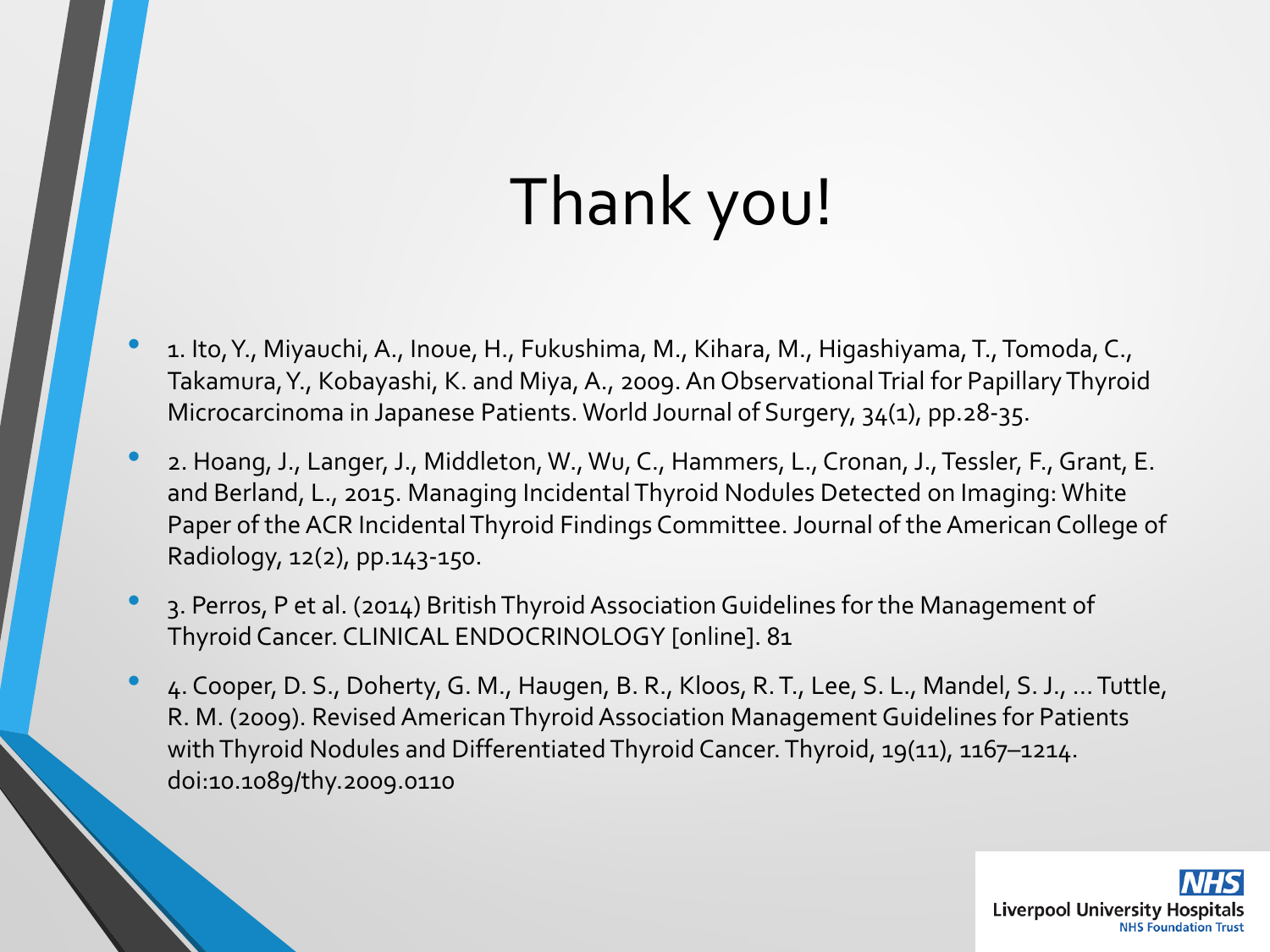# Thank you!

- 1. Ito, Y., Miyauchi, A., Inoue, H., Fukushima, M., Kihara, M., Higashiyama, T., Tomoda, C., Takamura, Y., Kobayashi, K. and Miya, A., 2009. An Observational Trial for Papillary Thyroid Microcarcinoma in Japanese Patients. World Journal of Surgery, 34(1), pp.28-35.
- 2. Hoang, J., Langer, J., Middleton, W., Wu, C., Hammers, L., Cronan, J., Tessler, F., Grant, E. and Berland, L., 2015. Managing Incidental Thyroid Nodules Detected on Imaging: White Paper of the ACR Incidental Thyroid Findings Committee. Journal of the American College of Radiology, 12(2), pp.143-150.
- 3. Perros, P et al. (2014) British Thyroid Association Guidelines for the Management of Thyroid Cancer. CLINICAL ENDOCRINOLOGY [online]. 81
- 4. Cooper, D. S., Doherty, G. M., Haugen, B. R., Kloos, R. T., Lee, S. L., Mandel, S. J., … Tuttle, R. M. (2009). Revised American Thyroid Association Management Guidelines for Patients with Thyroid Nodules and Differentiated Thyroid Cancer. Thyroid, 19(11), 1167–1214. doi:10.1089/thy.2009.0110

NHS
Liverpool University Hospitals
NHS Foundation Trust